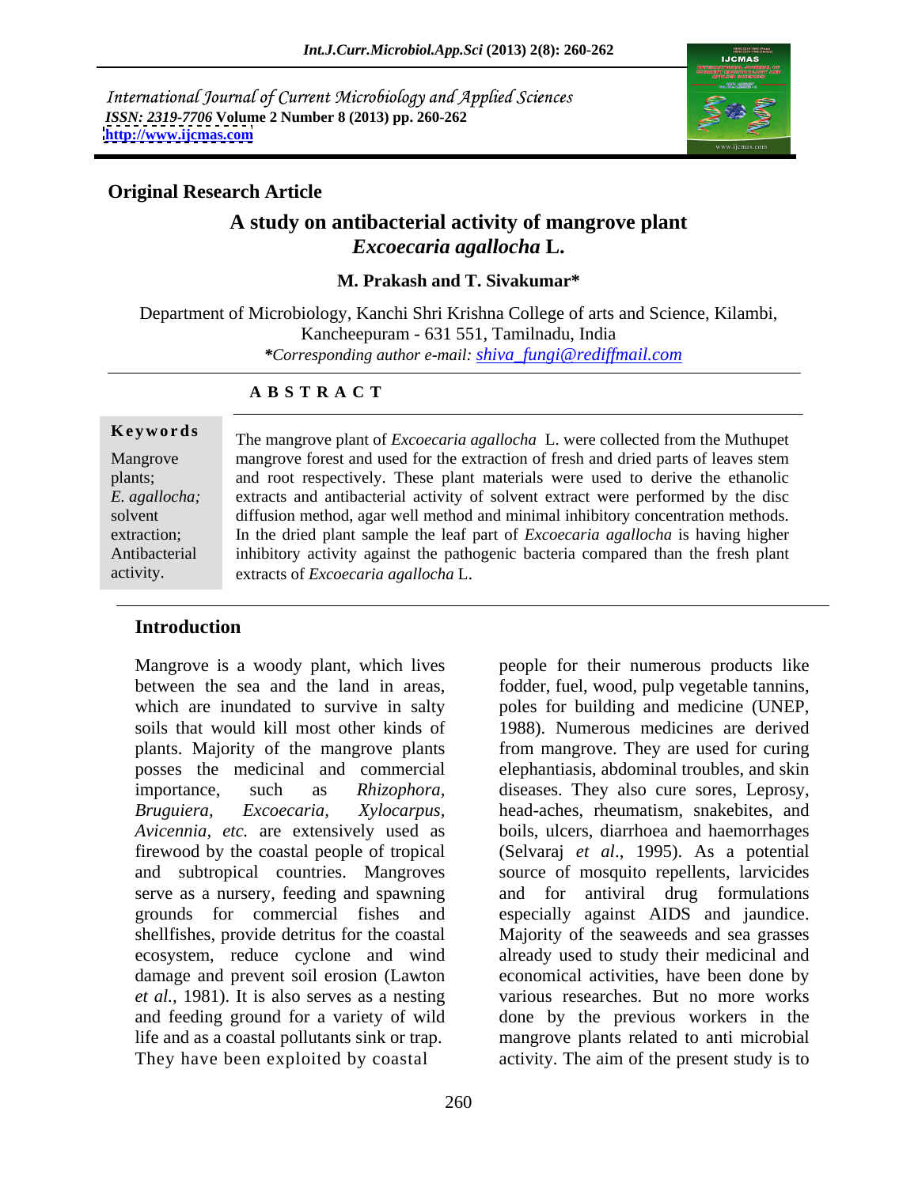International Journal of Current Microbiology and Applied Sciences
*ISSN: 2319-7706* Volume 2 Number 8 (2013) pp. 260-262
http://www.ijcmas.com

**Original Research Article**

# A study on antibacterial activity of mangrove plant *Excoecaria agallocha* L.

**M. Prakash and T. Sivakumar***

Department of Microbiology, Kanchi Shri Krishna College of arts and Science, Kilambi, Kancheepuram - 631 551, Tamilnadu, India

*\*Corresponding author e-mail: shiva_fungi@rediffmail.com*

## ABSTRACT

**Keywords**

Mangrove plants; *E. agallocha;* solvent extraction; Antibacterial activity.

The mangrove plant of *Excoecaria agallocha* L. were collected from the Muthupet mangrove forest and used for the extraction of fresh and dried parts of leaves stem and root respectively. These plant materials were used to derive the ethanolic extracts and antibacterial activity of solvent extract were performed by the disc diffusion method, agar well method and minimal inhibitory concentration methods. In the dried plant sample the leaf part of *Excoecaria agallocha* is having higher inhibitory activity against the pathogenic bacteria compared than the fresh plant extracts of *Excoecaria agallocha* L.

## Introduction

Mangrove is a woody plant, which lives between the sea and the land in areas, which are inundated to survive in salty soils that would kill most other kinds of plants. Majority of the mangrove plants posses the medicinal and commercial importance, such as *Rhizophora, Bruguiera, Excoecaria, Xylocarpus, Avicennia, etc.* are extensively used as firewood by the coastal people of tropical and subtropical countries. Mangroves serve as a nursery, feeding and spawning grounds for commercial fishes and shellfishes, provide detritus for the coastal ecosystem, reduce cyclone and wind damage and prevent soil erosion (Lawton *et al.,* 1981). It is also serves as a nesting and feeding ground for a variety of wild life and as a coastal pollutants sink or trap. They have been exploited by coastal people for their numerous products like fodder, fuel, wood, pulp vegetable tannins, poles for building and medicine (UNEP, 1988). Numerous medicines are derived from mangrove. They are used for curing elephantiasis, abdominal troubles, and skin diseases. They also cure sores, Leprosy, head-aches, rheumatism, snakebites, and boils, ulcers, diarrhoea and haemorrhages (Selvaraj *et al*., 1995). As a potential source of mosquito repellents, larvicides and for antiviral drug formulations especially against AIDS and jaundice. Majority of the seaweeds and sea grasses already used to study their medicinal and economical activities, have been done by various researches. But no more works done by the previous workers in the mangrove plants related to anti microbial activity. The aim of the present study is to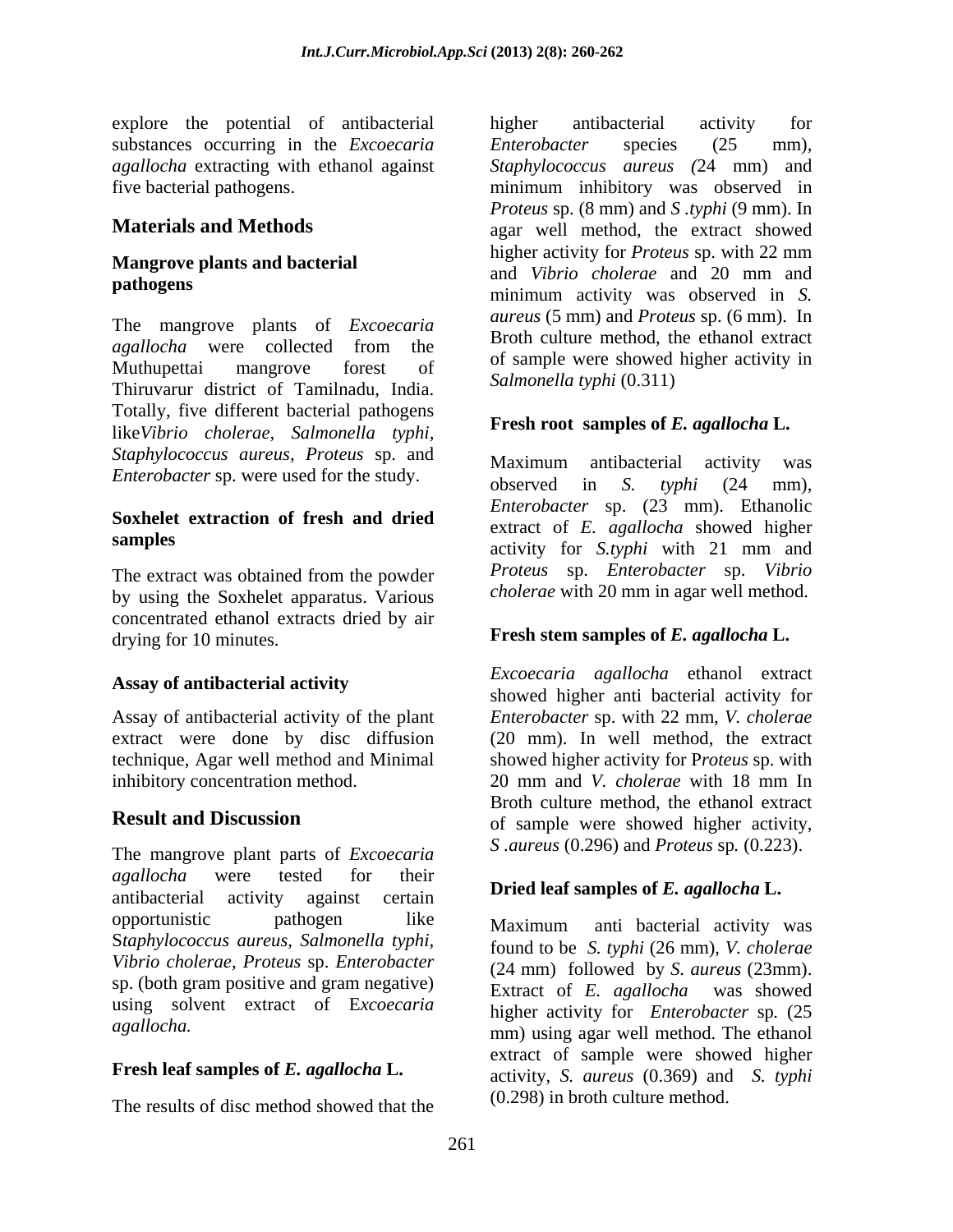explore the potential of antibacterial substances occurring in the *Excoecaria agallocha* extracting with ethanol against five bacterial pathogens.

## Materials and Methods

### Mangrove plants and bacterial pathogens

The mangrove plants of *Excoecaria agallocha* were collected from the Muthupettai mangrove forest of Thiruvarur district of Tamilnadu, India. Totally, five different bacterial pathogens like*Vibrio cholerae, Salmonella typhi, Staphylococcus aureus, Proteus* sp. and *Enterobacter* sp. were used for the study.

### Soxhelet extraction of fresh and dried samples

The extract was obtained from the powder by using the Soxhelet apparatus. Various concentrated ethanol extracts dried by air drying for 10 minutes.

### Assay of antibacterial activity

Assay of antibacterial activity of the plant extract were done by disc diffusion technique, Agar well method and Minimal inhibitory concentration method.

## Result and Discussion

The mangrove plant parts of *Excoecaria agallocha* were tested for their antibacterial activity against certain opportunistic pathogen like S*taphylococcus aureus, Salmonella typhi, Vibrio cholerae, Proteus* sp. *Enterobacter* sp. (both gram positive and gram negative) using solvent extract of E*xcoecaria agallocha.*

### Fresh leaf samples of *E. agallocha* L.

The results of disc method showed that the higher antibacterial activity for *Enterobacter* species (25 mm), *Staphylococcus aureus (*24 mm) and minimum inhibitory was observed in *Proteus* sp. (8 mm) and *S .typhi* (9 mm). In agar well method, the extract showed higher activity for *Proteus* sp. with 22 mm and *Vibrio cholerae* and 20 mm and minimum activity was observed in *S. aureus* (5 mm) and *Proteus* sp. (6 mm). In Broth culture method, the ethanol extract of sample were showed higher activity in *Salmonella typhi* (0.311)

### Fresh root samples of *E. agallocha* L.

Maximum antibacterial activity was observed in *S. typhi* (24 mm), *Enterobacter* sp. (23 mm). Ethanolic extract of *E. agallocha* showed higher activity for *S.typhi* with 21 mm and *Proteus* sp. *Enterobacter* sp. *Vibrio cholerae* with 20 mm in agar well method.

### Fresh stem samples of *E. agallocha* L.

*Excoecaria agallocha* ethanol extract showed higher anti bacterial activity for *Enterobacter* sp. with 22 mm, *V. cholerae* (20 mm). In well method, the extract showed higher activity for P*roteus* sp. with 20 mm and *V. cholerae* with 18 mm In Broth culture method, the ethanol extract of sample were showed higher activity, *S .aureus* (0.296) and *Proteus* sp*.* (0.223).

### Dried leaf samples of *E. agallocha* L.

Maximum anti bacterial activity was found to be *S. typhi* (26 mm), *V. cholerae* (24 mm) followed by *S. aureus* (23mm). Extract of *E. agallocha* was showed higher activity for *Enterobacter* sp*.* (25 mm) using agar well method. The ethanol extract of sample were showed higher activity, *S. aureus* (0.369) and *S. typhi* (0.298) in broth culture method.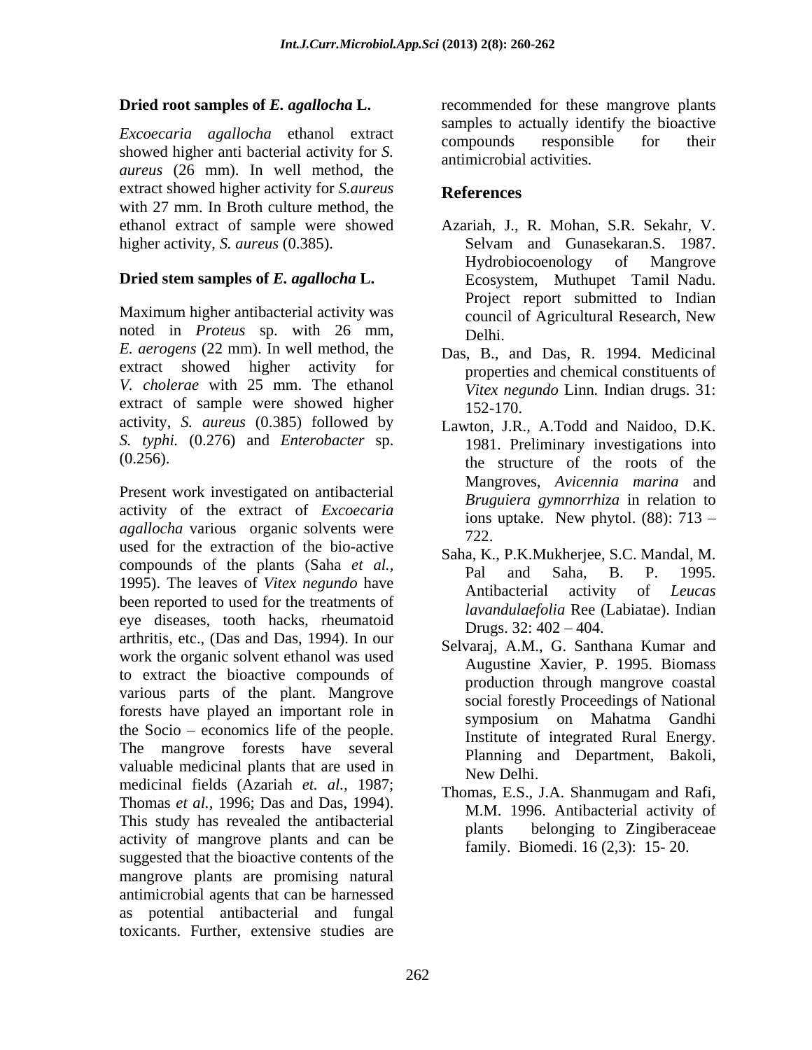**Dried root samples of *E. agallocha* L.**

*Excoecaria agallocha* ethanol extract showed higher anti bacterial activity for *S. aureus* (26 mm). In well method, the extract showed higher activity for *S.aureus* with 27 mm. In Broth culture method, the ethanol extract of sample were showed higher activity, *S. aureus* (0.385).

**Dried stem samples of *E. agallocha* L.**

Maximum higher antibacterial activity was noted in *Proteus* sp. with 26 mm, *E. aerogens* (22 mm). In well method, the extract showed higher activity for *V. cholerae* with 25 mm. The ethanol extract of sample were showed higher activity, *S. aureus* (0.385) followed by *S. typhi.* (0.276) and *Enterobacter* sp. (0.256).

Present work investigated on antibacterial activity of the extract of *Excoecaria agallocha* various organic solvents were used for the extraction of the bio-active compounds of the plants (Saha *et al.*, 1995). The leaves of *Vitex negundo* have been reported to used for the treatments of eye diseases, tooth hacks, rheumatoid arthritis, etc., (Das and Das, 1994). In our work the organic solvent ethanol was used to extract the bioactive compounds of various parts of the plant. Mangrove forests have played an important role in the Socio – economics life of the people. The mangrove forests have several valuable medicinal plants that are used in medicinal fields (Azariah *et. al.,* 1987; Thomas *et al.,* 1996; Das and Das, 1994). This study has revealed the antibacterial activity of mangrove plants and can be suggested that the bioactive contents of the mangrove plants are promising natural antimicrobial agents that can be harnessed as potential antibacterial and fungal toxicants. Further, extensive studies are recommended for these mangrove plants samples to actually identify the bioactive compounds responsible for their antimicrobial activities.

## References

Azariah, J., R. Mohan, S.R. Sekahr, V. Selvam and Gunasekaran.S. 1987. Hydrobiocoenology of Mangrove Ecosystem, Muthupet Tamil Nadu. Project report submitted to Indian council of Agricultural Research, New Delhi.

Das, B., and Das, R. 1994. Medicinal properties and chemical constituents of *Vitex negundo* Linn. Indian drugs. 31: 152-170.

Lawton, J.R., A.Todd and Naidoo, D.K. 1981. Preliminary investigations into the structure of the roots of the Mangroves, *Avicennia marina* and *Bruguiera gymnorrhiza* in relation to ions uptake. New phytol. (88): 713 – 722.

Saha, K., P.K.Mukherjee, S.C. Mandal, M. Pal and Saha, B. P. 1995. Antibacterial activity of *Leucas lavandulaefolia* Ree (Labiatae). Indian Drugs. 32: 402 – 404.

Selvaraj, A.M., G. Santhana Kumar and Augustine Xavier, P. 1995. Biomass production through mangrove coastal social forestly Proceedings of National symposium on Mahatma Gandhi Institute of integrated Rural Energy. Planning and Department, Bakoli, New Delhi.

Thomas, E.S., J.A. Shanmugam and Rafi, M.M. 1996. Antibacterial activity of plants belonging to Zingiberaceae family. Biomedi. 16 (2,3): 15- 20.